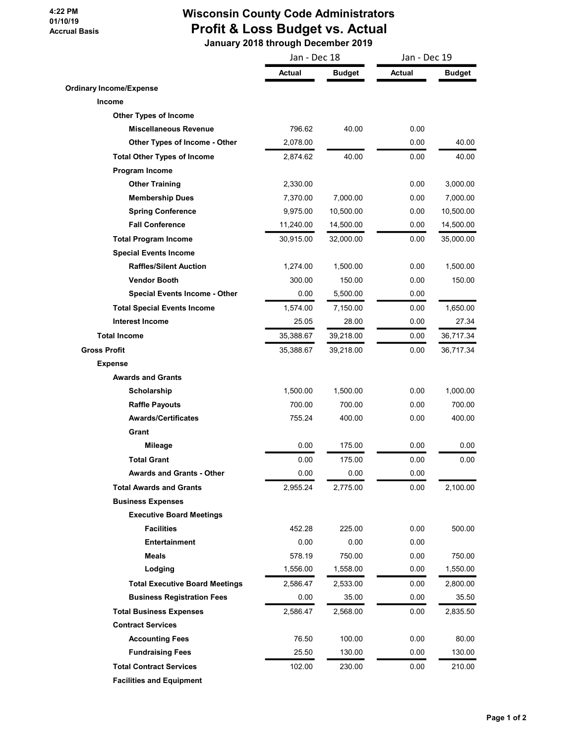4:22 PM
01/10/19
Accrual Basis

# Wisconsin County Code Administrators
## Profit & Loss Budget vs. Actual
### January 2018 through December 2019

| | Jan - Dec 18 | | Jan - Dec 19 | |
|---|---|---|---|---|
| | Actual | Budget | Actual | Budget |
| **Ordinary Income/Expense** | | | | |
| **Income** | | | | |
| **Other Types of Income** | | | | |
| **Miscellaneous Revenue** | 796.62 | 40.00 | 0.00 | |
| **Other Types of Income - Other** | 2,078.00 | | 0.00 | 40.00 |
| **Total Other Types of Income** | 2,874.62 | 40.00 | 0.00 | 40.00 |
| **Program Income** | | | | |
| **Other Training** | 2,330.00 | | 0.00 | 3,000.00 |
| **Membership Dues** | 7,370.00 | 7,000.00 | 0.00 | 7,000.00 |
| **Spring Conference** | 9,975.00 | 10,500.00 | 0.00 | 10,500.00 |
| **Fall Conference** | 11,240.00 | 14,500.00 | 0.00 | 14,500.00 |
| **Total Program Income** | 30,915.00 | 32,000.00 | 0.00 | 35,000.00 |
| **Special Events Income** | | | | |
| **Raffles/Silent Auction** | 1,274.00 | 1,500.00 | 0.00 | 1,500.00 |
| **Vendor Booth** | 300.00 | 150.00 | 0.00 | 150.00 |
| **Special Events Income - Other** | 0.00 | 5,500.00 | 0.00 | |
| **Total Special Events Income** | 1,574.00 | 7,150.00 | 0.00 | 1,650.00 |
| **Interest Income** | 25.05 | 28.00 | 0.00 | 27.34 |
| **Total Income** | 35,388.67 | 39,218.00 | 0.00 | 36,717.34 |
| **Gross Profit** | 35,388.67 | 39,218.00 | 0.00 | 36,717.34 |
| **Expense** | | | | |
| **Awards and Grants** | | | | |
| **Scholarship** | 1,500.00 | 1,500.00 | 0.00 | 1,000.00 |
| **Raffle Payouts** | 700.00 | 700.00 | 0.00 | 700.00 |
| **Awards/Certificates** | 755.24 | 400.00 | 0.00 | 400.00 |
| **Grant** | | | | |
| **Mileage** | 0.00 | 175.00 | 0.00 | 0.00 |
| **Total Grant** | 0.00 | 175.00 | 0.00 | 0.00 |
| **Awards and Grants - Other** | 0.00 | 0.00 | 0.00 | |
| **Total Awards and Grants** | 2,955.24 | 2,775.00 | 0.00 | 2,100.00 |
| **Business Expenses** | | | | |
| **Executive Board Meetings** | | | | |
| **Facilities** | 452.28 | 225.00 | 0.00 | 500.00 |
| **Entertainment** | 0.00 | 0.00 | 0.00 | |
| **Meals** | 578.19 | 750.00 | 0.00 | 750.00 |
| **Lodging** | 1,556.00 | 1,558.00 | 0.00 | 1,550.00 |
| **Total Executive Board Meetings** | 2,586.47 | 2,533.00 | 0.00 | 2,800.00 |
| **Business Registration Fees** | 0.00 | 35.00 | 0.00 | 35.50 |
| **Total Business Expenses** | 2,586.47 | 2,568.00 | 0.00 | 2,835.50 |
| **Contract Services** | | | | |
| **Accounting Fees** | 76.50 | 100.00 | 0.00 | 80.00 |
| **Fundraising Fees** | 25.50 | 130.00 | 0.00 | 130.00 |
| **Total Contract Services** | 102.00 | 230.00 | 0.00 | 210.00 |
| **Facilities and Equipment** | | | | |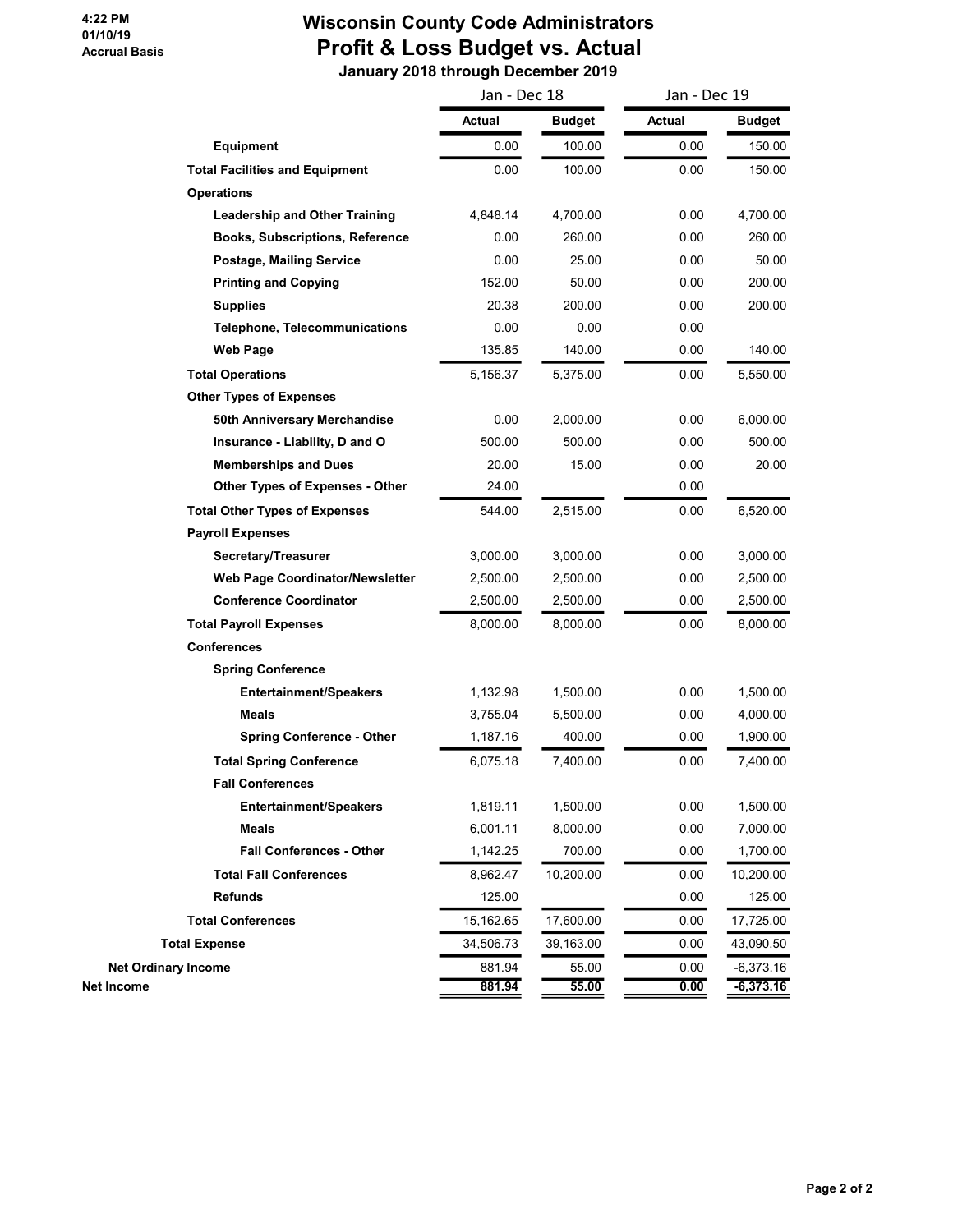4:22 PM
01/10/19
Accrual Basis

# Wisconsin County Code Administrators
## Profit & Loss Budget vs. Actual
### January 2018 through December 2019

| | Jan - Dec 18 | | Jan - Dec 19 | |
|---|---|---|---|---|
| | **Actual** | **Budget** | **Actual** | **Budget** |
| **Equipment** | 0.00 | 100.00 | 0.00 | 150.00 |
| **Total Facilities and Equipment** | 0.00 | 100.00 | 0.00 | 150.00 |
| **Operations** | | | | |
| **Leadership and Other Training** | 4,848.14 | 4,700.00 | 0.00 | 4,700.00 |
| **Books, Subscriptions, Reference** | 0.00 | 260.00 | 0.00 | 260.00 |
| **Postage, Mailing Service** | 0.00 | 25.00 | 0.00 | 50.00 |
| **Printing and Copying** | 152.00 | 50.00 | 0.00 | 200.00 |
| **Supplies** | 20.38 | 200.00 | 0.00 | 200.00 |
| **Telephone, Telecommunications** | 0.00 | 0.00 | 0.00 | |
| **Web Page** | 135.85 | 140.00 | 0.00 | 140.00 |
| **Total Operations** | 5,156.37 | 5,375.00 | 0.00 | 5,550.00 |
| **Other Types of Expenses** | | | | |
| **50th Anniversary Merchandise** | 0.00 | 2,000.00 | 0.00 | 6,000.00 |
| **Insurance - Liability, D and O** | 500.00 | 500.00 | 0.00 | 500.00 |
| **Memberships and Dues** | 20.00 | 15.00 | 0.00 | 20.00 |
| **Other Types of Expenses - Other** | 24.00 | | 0.00 | |
| **Total Other Types of Expenses** | 544.00 | 2,515.00 | 0.00 | 6,520.00 |
| **Payroll Expenses** | | | | |
| **Secretary/Treasurer** | 3,000.00 | 3,000.00 | 0.00 | 3,000.00 |
| **Web Page Coordinator/Newsletter** | 2,500.00 | 2,500.00 | 0.00 | 2,500.00 |
| **Conference Coordinator** | 2,500.00 | 2,500.00 | 0.00 | 2,500.00 |
| **Total Payroll Expenses** | 8,000.00 | 8,000.00 | 0.00 | 8,000.00 |
| **Conferences** | | | | |
| **Spring Conference** | | | | |
| **Entertainment/Speakers** | 1,132.98 | 1,500.00 | 0.00 | 1,500.00 |
| **Meals** | 3,755.04 | 5,500.00 | 0.00 | 4,000.00 |
| **Spring Conference - Other** | 1,187.16 | 400.00 | 0.00 | 1,900.00 |
| **Total Spring Conference** | 6,075.18 | 7,400.00 | 0.00 | 7,400.00 |
| **Fall Conferences** | | | | |
| **Entertainment/Speakers** | 1,819.11 | 1,500.00 | 0.00 | 1,500.00 |
| **Meals** | 6,001.11 | 8,000.00 | 0.00 | 7,000.00 |
| **Fall Conferences - Other** | 1,142.25 | 700.00 | 0.00 | 1,700.00 |
| **Total Fall Conferences** | 8,962.47 | 10,200.00 | 0.00 | 10,200.00 |
| **Refunds** | 125.00 | | 0.00 | 125.00 |
| **Total Conferences** | 15,162.65 | 17,600.00 | 0.00 | 17,725.00 |
| **Total Expense** | 34,506.73 | 39,163.00 | 0.00 | 43,090.50 |
| **Net Ordinary Income** | 881.94 | 55.00 | 0.00 | -6,373.16 |
| **Net Income** | **881.94** | **55.00** | **0.00** | **-6,373.16** |